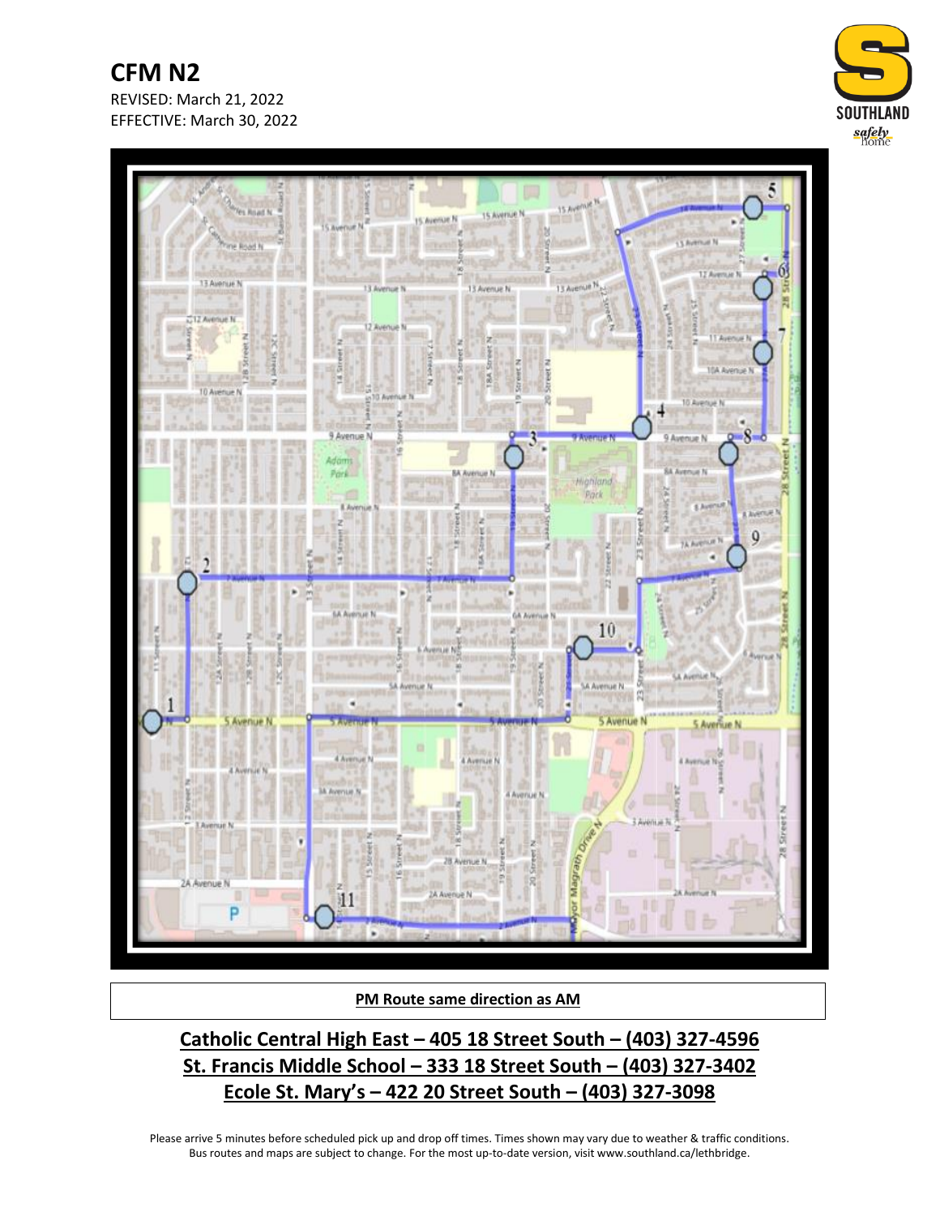# CFM N2

REVISED: March 21, 2022
EFFECTIVE: March 30, 2022

**PM Route same direction as AM**

**Catholic Central High East – 405 18 Street South – (403) 327-4596**
**St. Francis Middle School – 333 18 Street South – (403) 327-3402**
**Ecole St. Mary's – 422 20 Street South – (403) 327-3098**

Please arrive 5 minutes before scheduled pick up and drop off times. Times shown may vary due to weather & traffic conditions. Bus routes and maps are subject to change. For the most up-to-date version, visit www.southland.ca/lethbridge.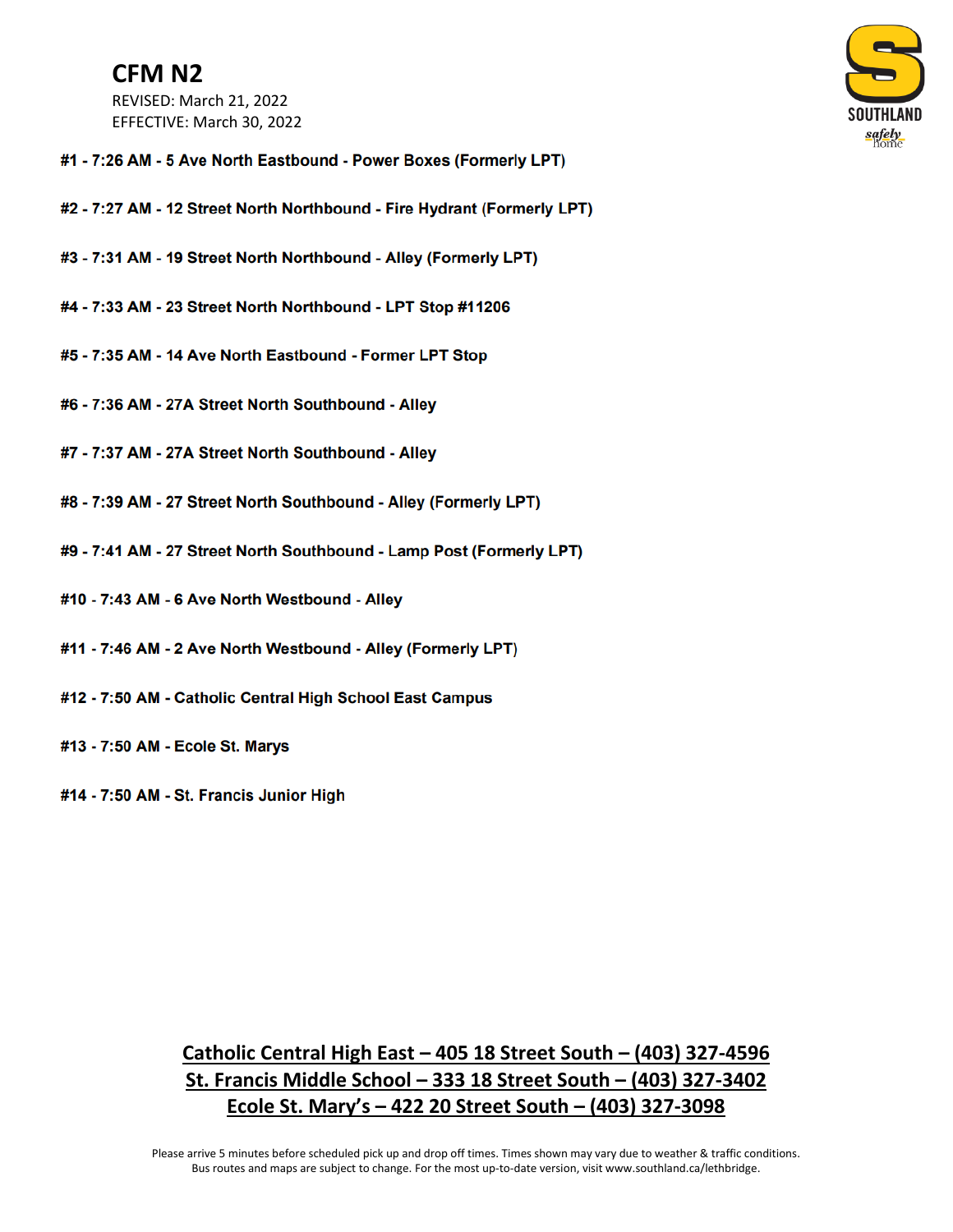# CFM N2

REVISED: March 21, 2022
EFFECTIVE: March 30, 2022

**#1 - 7:26 AM - 5 Ave North Eastbound - Power Boxes (Formerly LPT)**

**#2 - 7:27 AM - 12 Street North Northbound - Fire Hydrant (Formerly LPT)**

**#3 - 7:31 AM - 19 Street North Northbound - Alley (Formerly LPT)**

**#4 - 7:33 AM - 23 Street North Northbound - LPT Stop #11206**

**#5 - 7:35 AM - 14 Ave North Eastbound - Former LPT Stop**

**#6 - 7:36 AM - 27A Street North Southbound - Alley**

**#7 - 7:37 AM - 27A Street North Southbound - Alley**

**#8 - 7:39 AM - 27 Street North Southbound - Alley (Formerly LPT)**

**#9 - 7:41 AM - 27 Street North Southbound - Lamp Post (Formerly LPT)**

**#10 - 7:43 AM - 6 Ave North Westbound - Alley**

**#11 - 7:46 AM - 2 Ave North Westbound - Alley (Formerly LPT)**

**#12 - 7:50 AM - Catholic Central High School East Campus**

**#13 - 7:50 AM - Ecole St. Marys**

**#14 - 7:50 AM - St. Francis Junior High**

**Catholic Central High East – 405 18 Street South – (403) 327-4596**
**St. Francis Middle School – 333 18 Street South – (403) 327-3402**
**Ecole St. Mary's – 422 20 Street South – (403) 327-3098**

Please arrive 5 minutes before scheduled pick up and drop off times. Times shown may vary due to weather & traffic conditions. Bus routes and maps are subject to change. For the most up-to-date version, visit www.southland.ca/lethbridge.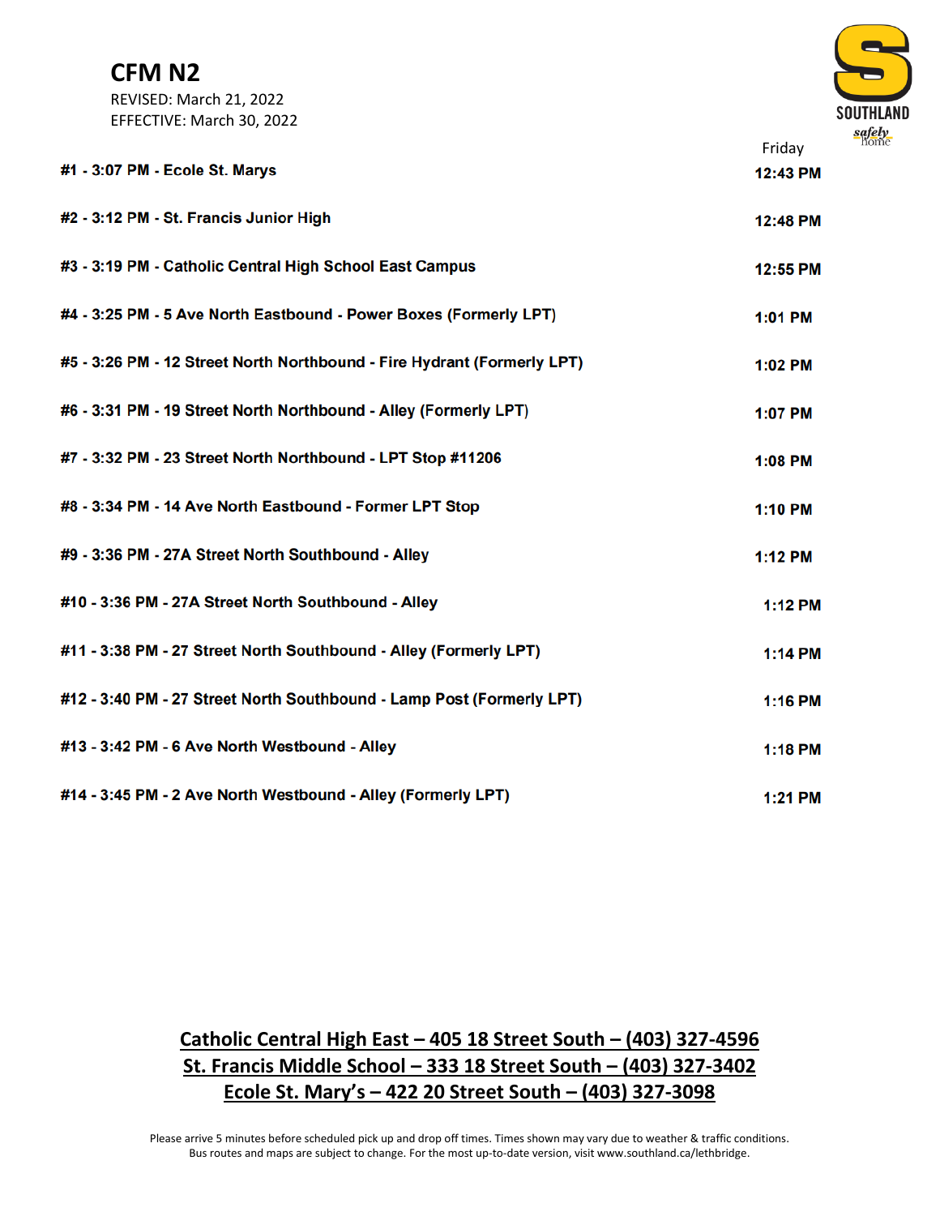# CFM N2

REVISED: March 21, 2022
EFFECTIVE: March 30, 2022

| | Friday |
|---|---|
| **#1 - 3:07 PM - Ecole St. Marys** | **12:43 PM** |
| **#2 - 3:12 PM - St. Francis Junior High** | **12:48 PM** |
| **#3 - 3:19 PM - Catholic Central High School East Campus** | **12:55 PM** |
| **#4 - 3:25 PM - 5 Ave North Eastbound - Power Boxes (Formerly LPT)** | **1:01 PM** |
| **#5 - 3:26 PM - 12 Street North Northbound - Fire Hydrant (Formerly LPT)** | **1:02 PM** |
| **#6 - 3:31 PM - 19 Street North Northbound - Alley (Formerly LPT)** | **1:07 PM** |
| **#7 - 3:32 PM - 23 Street North Northbound - LPT Stop #11206** | **1:08 PM** |
| **#8 - 3:34 PM - 14 Ave North Eastbound - Former LPT Stop** | **1:10 PM** |
| **#9 - 3:36 PM - 27A Street North Southbound - Alley** | **1:12 PM** |
| **#10 - 3:36 PM - 27A Street North Southbound - Alley** | **1:12 PM** |
| **#11 - 3:38 PM - 27 Street North Southbound - Alley (Formerly LPT)** | **1:14 PM** |
| **#12 - 3:40 PM - 27 Street North Southbound - Lamp Post (Formerly LPT)** | **1:16 PM** |
| **#13 - 3:42 PM - 6 Ave North Westbound - Alley** | **1:18 PM** |
| **#14 - 3:45 PM - 2 Ave North Westbound - Alley (Formerly LPT)** | **1:21 PM** |

**Catholic Central High East – 405 18 Street South – (403) 327-4596**
**St. Francis Middle School – 333 18 Street South – (403) 327-3402**
**Ecole St. Mary's – 422 20 Street South – (403) 327-3098**

Please arrive 5 minutes before scheduled pick up and drop off times. Times shown may vary due to weather & traffic conditions.
Bus routes and maps are subject to change. For the most up-to-date version, visit www.southland.ca/lethbridge.